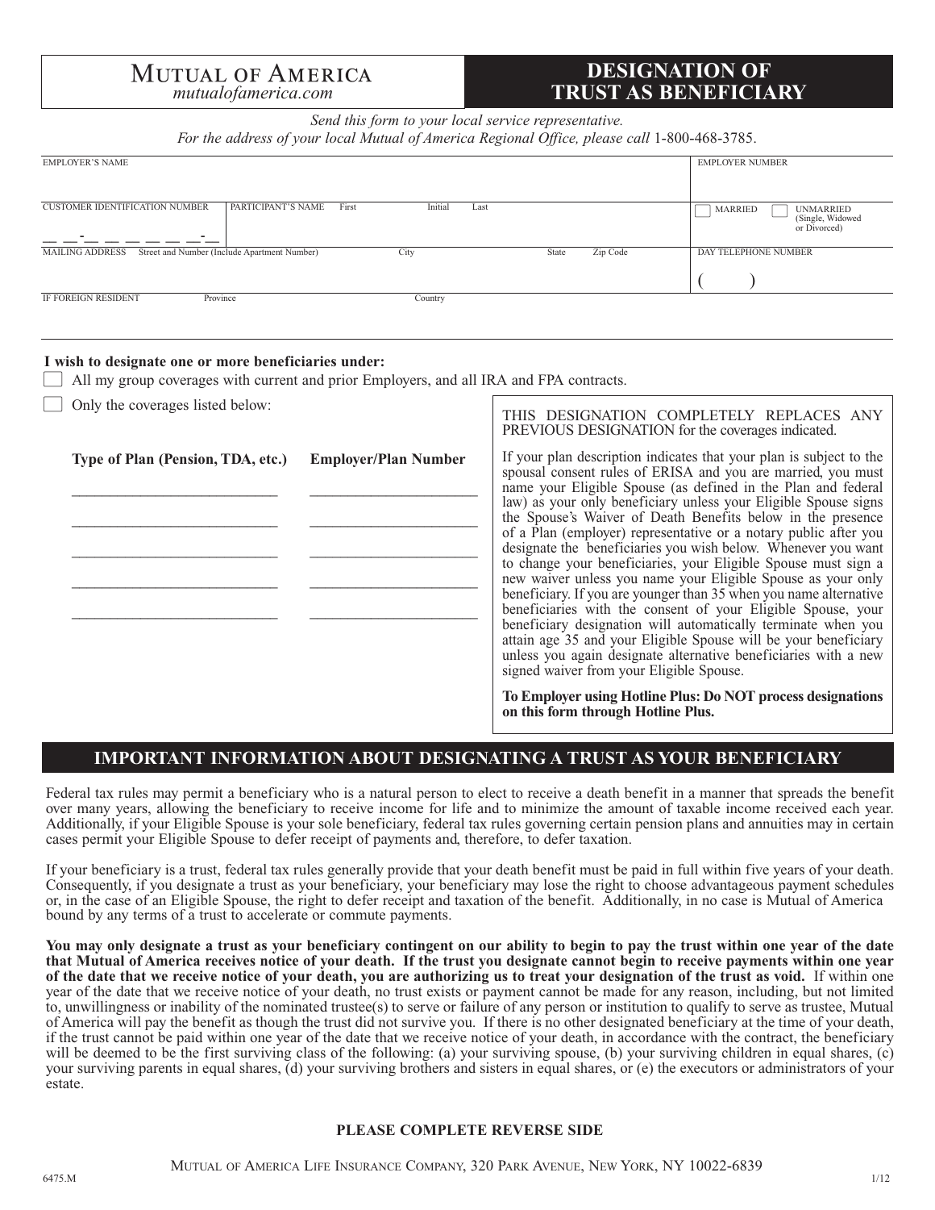# Mutual of America

*mutualofamerica.com*

# DESIGNATION OF TRUST AS BENEFICIARY

*Send this form to your local service representative.*
*For the address of your local Mutual of America Regional Office, please call* 1-800-468-3785.

| EMPLOYER'S NAME | | | EMPLOYER NUMBER |
|---|---|---|---|
| CUSTOMER IDENTIFICATION NUMBER __ __-__ __ __ __ __ __-__ | PARTICIPANT'S NAME First Initial Last | | ☐ MARRIED ☐ UNMARRIED (Single, Widowed or Divorced) |
| MAILING ADDRESS Street and Number (Include Apartment Number) | City | State Zip Code | DAY TELEPHONE NUMBER ( ) |
| IF FOREIGN RESIDENT Province | Country | | |

**I wish to designate one or more beneficiaries under:**

☐ All my group coverages with current and prior Employers, and all IRA and FPA contracts.

☐ Only the coverages listed below:

| Type of Plan (Pension, TDA, etc.) | Employer/Plan Number |
|---|---|
| | |
| | |
| | |
| | |
| | |

THIS DESIGNATION COMPLETELY REPLACES ANY PREVIOUS DESIGNATION for the coverages indicated.

If your plan description indicates that your plan is subject to the spousal consent rules of ERISA and you are married, you must name your Eligible Spouse (as defined in the Plan and federal law) as your only beneficiary unless your Eligible Spouse signs the Spouse's Waiver of Death Benefits below in the presence of a Plan (employer) representative or a notary public after you designate the beneficiaries you wish below. Whenever you want to change your beneficiaries, your Eligible Spouse must sign a new waiver unless you name your Eligible Spouse as your only beneficiary. If you are younger than 35 when you name alternative beneficiaries with the consent of your Eligible Spouse, your beneficiary designation will automatically terminate when you attain age 35 and your Eligible Spouse will be your beneficiary unless you again designate alternative beneficiaries with a new signed waiver from your Eligible Spouse.

**To Employer using Hotline Plus: Do NOT process designations on this form through Hotline Plus.**

## IMPORTANT INFORMATION ABOUT DESIGNATING A TRUST AS YOUR BENEFICIARY

Federal tax rules may permit a beneficiary who is a natural person to elect to receive a death benefit in a manner that spreads the benefit over many years, allowing the beneficiary to receive income for life and to minimize the amount of taxable income received each year. Additionally, if your Eligible Spouse is your sole beneficiary, federal tax rules governing certain pension plans and annuities may in certain cases permit your Eligible Spouse to defer receipt of payments and, therefore, to defer taxation.

If your beneficiary is a trust, federal tax rules generally provide that your death benefit must be paid in full within five years of your death. Consequently, if you designate a trust as your beneficiary, your beneficiary may lose the right to choose advantageous payment schedules or, in the case of an Eligible Spouse, the right to defer receipt and taxation of the benefit. Additionally, in no case is Mutual of America bound by any terms of a trust to accelerate or commute payments.

**You may only designate a trust as your beneficiary contingent on our ability to begin to pay the trust within one year of the date that Mutual of America receives notice of your death. If the trust you designate cannot begin to receive payments within one year of the date that we receive notice of your death, you are authorizing us to treat your designation of the trust as void.** If within one year of the date that we receive notice of your death, no trust exists or payment cannot be made for any reason, including, but not limited to, unwillingness or inability of the nominated trustee(s) to serve or failure of any person or institution to qualify to serve as trustee, Mutual of America will pay the benefit as though the trust did not survive you. If there is no other designated beneficiary at the time of your death, if the trust cannot be paid within one year of the date that we receive notice of your death, in accordance with the contract, the beneficiary will be deemed to be the first surviving class of the following: (a) your surviving spouse, (b) your surviving children in equal shares, (c) your surviving parents in equal shares, (d) your surviving brothers and sisters in equal shares, or (e) the executors or administrators of your estate.

**PLEASE COMPLETE REVERSE SIDE**

Mutual of America Life Insurance Company, 320 Park Avenue, New York, NY 10022-6839

6475.M 1/12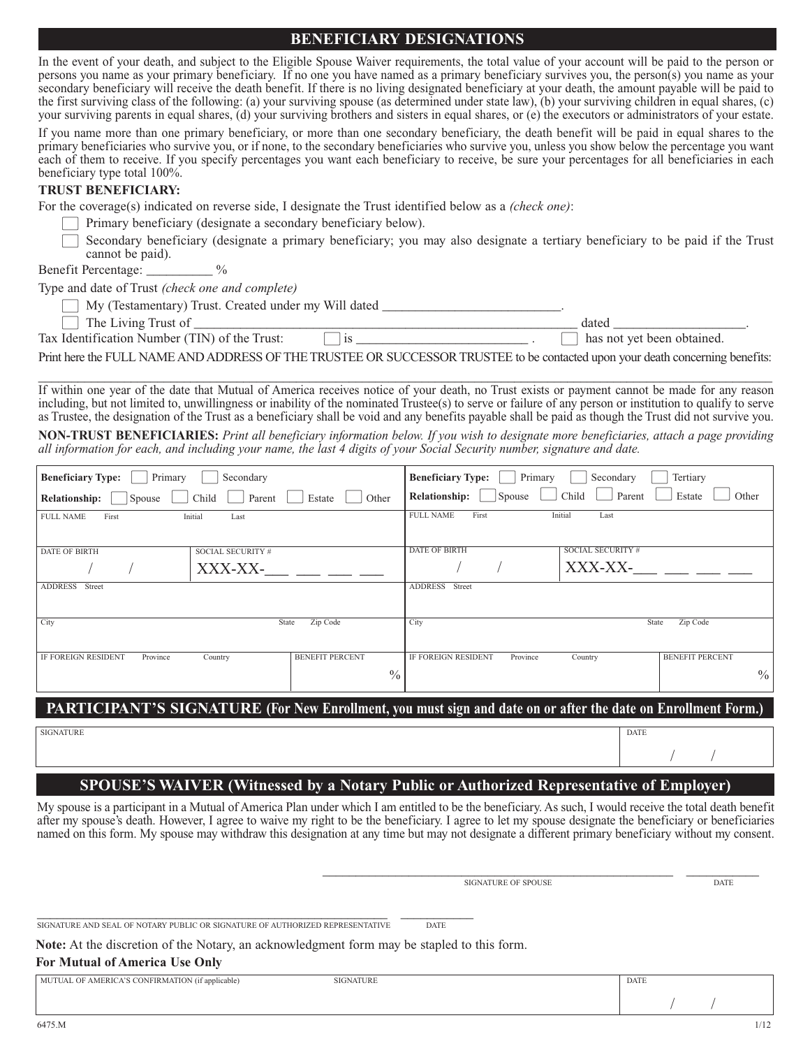## BENEFICIARY DESIGNATIONS

In the event of your death, and subject to the Eligible Spouse Waiver requirements, the total value of your account will be paid to the person or persons you name as your primary beneficiary. If no one you have named as a primary beneficiary survives you, the person(s) you name as your secondary beneficiary will receive the death benefit. If there is no living designated beneficiary at your death, the amount payable will be paid to the first surviving class of the following: (a) your surviving spouse (as determined under state law), (b) your surviving children in equal shares, (c) your surviving parents in equal shares, (d) your surviving brothers and sisters in equal shares, or (e) the executors or administrators of your estate.

If you name more than one primary beneficiary, or more than one secondary beneficiary, the death benefit will be paid in equal shares to the primary beneficiaries who survive you, or if none, to the secondary beneficiaries who survive you, unless you show below the percentage you want each of them to receive. If you specify percentages you want each beneficiary to receive, be sure your percentages for all beneficiaries in each beneficiary type total 100%.

**TRUST BENEFICIARY:**

For the coverage(s) indicated on reverse side, I designate the Trust identified below as a *(check one)*:

- ☐ Primary beneficiary (designate a secondary beneficiary below).
- ☐ Secondary beneficiary (designate a primary beneficiary; you may also designate a tertiary beneficiary to be paid if the Trust cannot be paid).

Benefit Percentage: __________ %

Type and date of Trust *(check one and complete)*

- ☐ My (Testamentary) Trust. Created under my Will dated ___________________________.
- ☐ The Living Trust of ____________________________________________________________ dated ____________________.

Tax Identification Number (TIN) of the Trust: ☐ is __________________________ . ☐ has not yet been obtained.

Print here the FULL NAME AND ADDRESS OF THE TRUSTEE OR SUCCESSOR TRUSTEE to be contacted upon your death concerning benefits:

_____________________________________________________________________________________________

If within one year of the date that Mutual of America receives notice of your death, no Trust exists or payment cannot be made for any reason including, but not limited to, unwillingness or inability of the nominated Trustee(s) to serve or failure of any person or institution to qualify to serve as Trustee, the designation of the Trust as a beneficiary shall be void and any benefits payable shall be paid as though the Trust did not survive you.

**NON-TRUST BENEFICIARIES:** *Print all beneficiary information below. If you wish to designate more beneficiaries, attach a page providing all information for each, and including your name, the last 4 digits of your Social Security number, signature and date.*

| | | | | |
|---|---|---|---|---|
| **Beneficiary Type:** ☐ Primary ☐ Secondary | | | **Beneficiary Type:** ☐ Primary ☐ Secondary ☐ Tertiary | |
| **Relationship:** ☐ Spouse ☐ Child ☐ Parent ☐ Estate ☐ Other | | | **Relationship:** ☐ Spouse ☐ Child ☐ Parent ☐ Estate ☐ Other | |
| FULL NAME First Initial Last | | | FULL NAME First Initial Last | |
| DATE OF BIRTH / / | SOCIAL SECURITY # XXX-XX-___ ___ ___ ___ | | DATE OF BIRTH / / | SOCIAL SECURITY # XXX-XX-___ ___ ___ ___ |
| ADDRESS Street | | | ADDRESS Street | |
| City | State Zip Code | | City | State Zip Code |
| IF FOREIGN RESIDENT Province Country | | BENEFIT PERCENT % | IF FOREIGN RESIDENT Province Country | BENEFIT PERCENT % |

## PARTICIPANT'S SIGNATURE (For New Enrollment, you must sign and date on or after the date on Enrollment Form.)

| SIGNATURE | DATE |
|---|---|
| | / / |

## SPOUSE'S WAIVER (Witnessed by a Notary Public or Authorized Representative of Employer)

My spouse is a participant in a Mutual of America Plan under which I am entitled to be the beneficiary. As such, I would receive the total death benefit after my spouse's death. However, I agree to waive my right to be the beneficiary. I agree to let my spouse designate the beneficiary or beneficiaries named on this form. My spouse may withdraw this designation at any time but may not designate a different primary beneficiary without my consent.

_____________________________________________ ____________
SIGNATURE OF SPOUSE DATE

_____________________________________________ ____________
SIGNATURE AND SEAL OF NOTARY PUBLIC OR SIGNATURE OF AUTHORIZED REPRESENTATIVE DATE

**Note:** At the discretion of the Notary, an acknowledgment form may be stapled to this form.

**For Mutual of America Use Only**

| MUTUAL OF AMERICA'S CONFIRMATION (if applicable) | SIGNATURE | DATE |
|---|---|---|
| | | / / |

6475.M 1/12